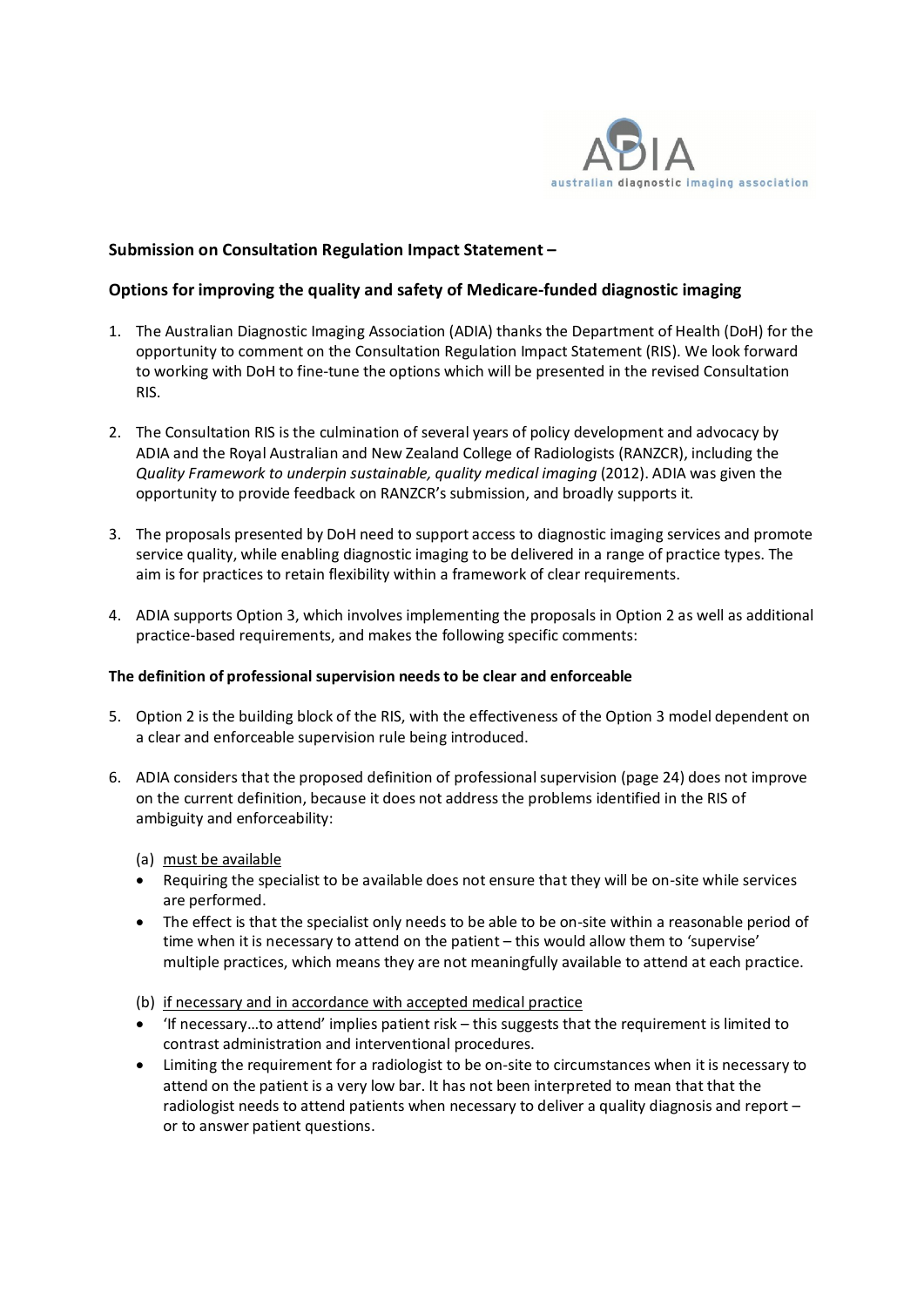**Submission on Consultation Regulation Impact Statement –**

**Options for improving the quality and safety of Medicare-funded diagnostic imaging**

1. The Australian Diagnostic Imaging Association (ADIA) thanks the Department of Health (DoH) for the opportunity to comment on the Consultation Regulation Impact Statement (RIS). We look forward to working with DoH to fine-tune the options which will be presented in the revised Consultation RIS.

2. The Consultation RIS is the culmination of several years of policy development and advocacy by ADIA and the Royal Australian and New Zealand College of Radiologists (RANZCR), including the *Quality Framework to underpin sustainable, quality medical imaging* (2012). ADIA was given the opportunity to provide feedback on RANZCR's submission, and broadly supports it.

3. The proposals presented by DoH need to support access to diagnostic imaging services and promote service quality, while enabling diagnostic imaging to be delivered in a range of practice types. The aim is for practices to retain flexibility within a framework of clear requirements.

4. ADIA supports Option 3, which involves implementing the proposals in Option 2 as well as additional practice-based requirements, and makes the following specific comments:

**The definition of professional supervision needs to be clear and enforceable**

5. Option 2 is the building block of the RIS, with the effectiveness of the Option 3 model dependent on a clear and enforceable supervision rule being introduced.

6. ADIA considers that the proposed definition of professional supervision (page 24) does not improve on the current definition, because it does not address the problems identified in the RIS of ambiguity and enforceability:

   (a) <u>must be available</u>
   - Requiring the specialist to be available does not ensure that they will be on-site while services are performed.
   - The effect is that the specialist only needs to be able to be on-site within a reasonable period of time when it is necessary to attend on the patient – this would allow them to 'supervise' multiple practices, which means they are not meaningfully available to attend at each practice.

   (b) <u>if necessary and in accordance with accepted medical practice</u>
   - 'If necessary…to attend' implies patient risk – this suggests that the requirement is limited to contrast administration and interventional procedures.
   - Limiting the requirement for a radiologist to be on-site to circumstances when it is necessary to attend on the patient is a very low bar. It has not been interpreted to mean that that the radiologist needs to attend patients when necessary to deliver a quality diagnosis and report – or to answer patient questions.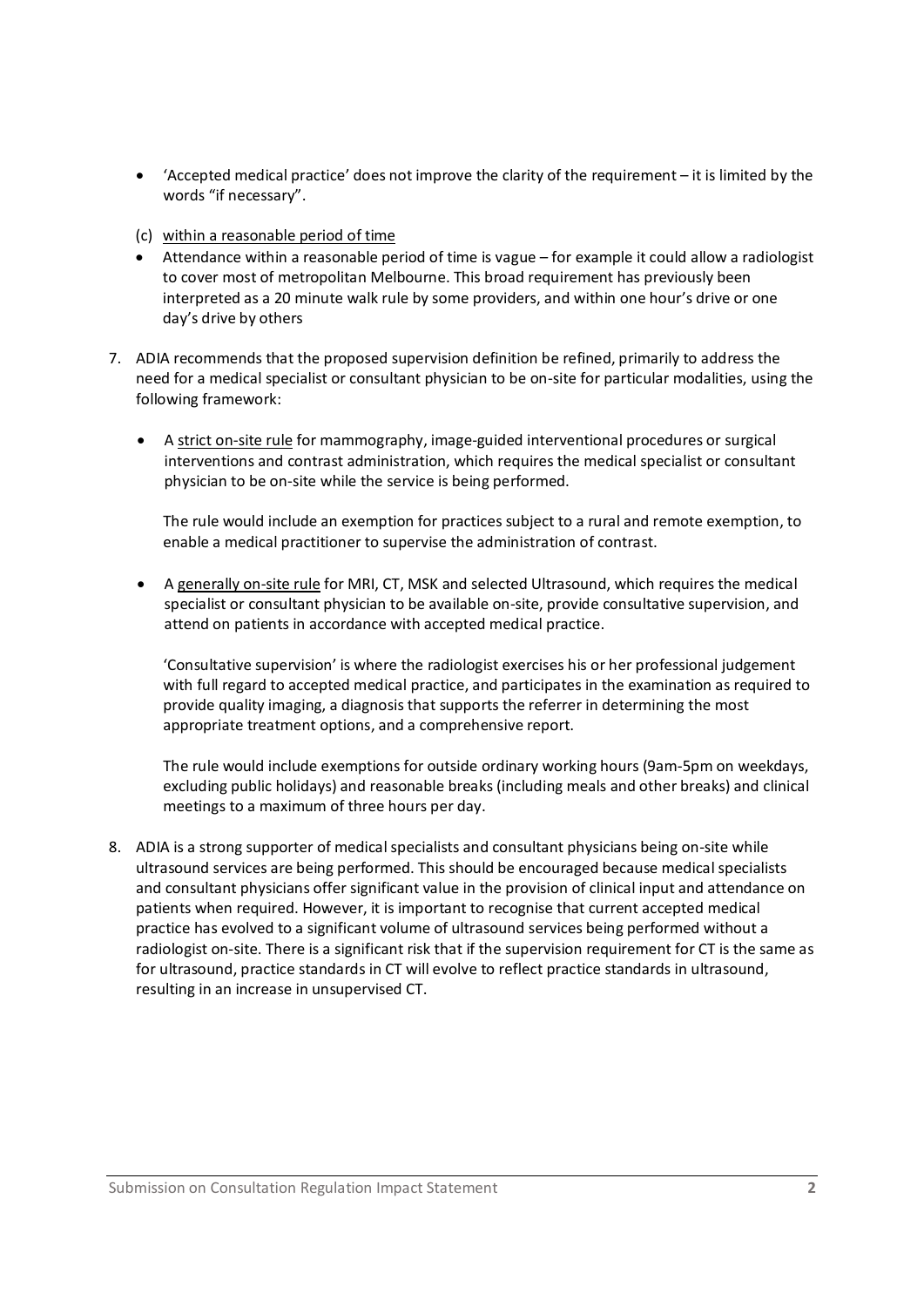- 'Accepted medical practice' does not improve the clarity of the requirement – it is limited by the words "if necessary".

(c) <u>within a reasonable period of time</u>

- Attendance within a reasonable period of time is vague – for example it could allow a radiologist to cover most of metropolitan Melbourne. This broad requirement has previously been interpreted as a 20 minute walk rule by some providers, and within one hour's drive or one day's drive by others

7. ADIA recommends that the proposed supervision definition be refined, primarily to address the need for a medical specialist or consultant physician to be on-site for particular modalities, using the following framework:

   - A <u>strict on-site rule</u> for mammography, image-guided interventional procedures or surgical interventions and contrast administration, which requires the medical specialist or consultant physician to be on-site while the service is being performed.

     The rule would include an exemption for practices subject to a rural and remote exemption, to enable a medical practitioner to supervise the administration of contrast.

   - A <u>generally on-site rule</u> for MRI, CT, MSK and selected Ultrasound, which requires the medical specialist or consultant physician to be available on-site, provide consultative supervision, and attend on patients in accordance with accepted medical practice.

     'Consultative supervision' is where the radiologist exercises his or her professional judgement with full regard to accepted medical practice, and participates in the examination as required to provide quality imaging, a diagnosis that supports the referrer in determining the most appropriate treatment options, and a comprehensive report.

     The rule would include exemptions for outside ordinary working hours (9am-5pm on weekdays, excluding public holidays) and reasonable breaks (including meals and other breaks) and clinical meetings to a maximum of three hours per day.

8. ADIA is a strong supporter of medical specialists and consultant physicians being on-site while ultrasound services are being performed. This should be encouraged because medical specialists and consultant physicians offer significant value in the provision of clinical input and attendance on patients when required. However, it is important to recognise that current accepted medical practice has evolved to a significant volume of ultrasound services being performed without a radiologist on-site. There is a significant risk that if the supervision requirement for CT is the same as for ultrasound, practice standards in CT will evolve to reflect practice standards in ultrasound, resulting in an increase in unsupervised CT.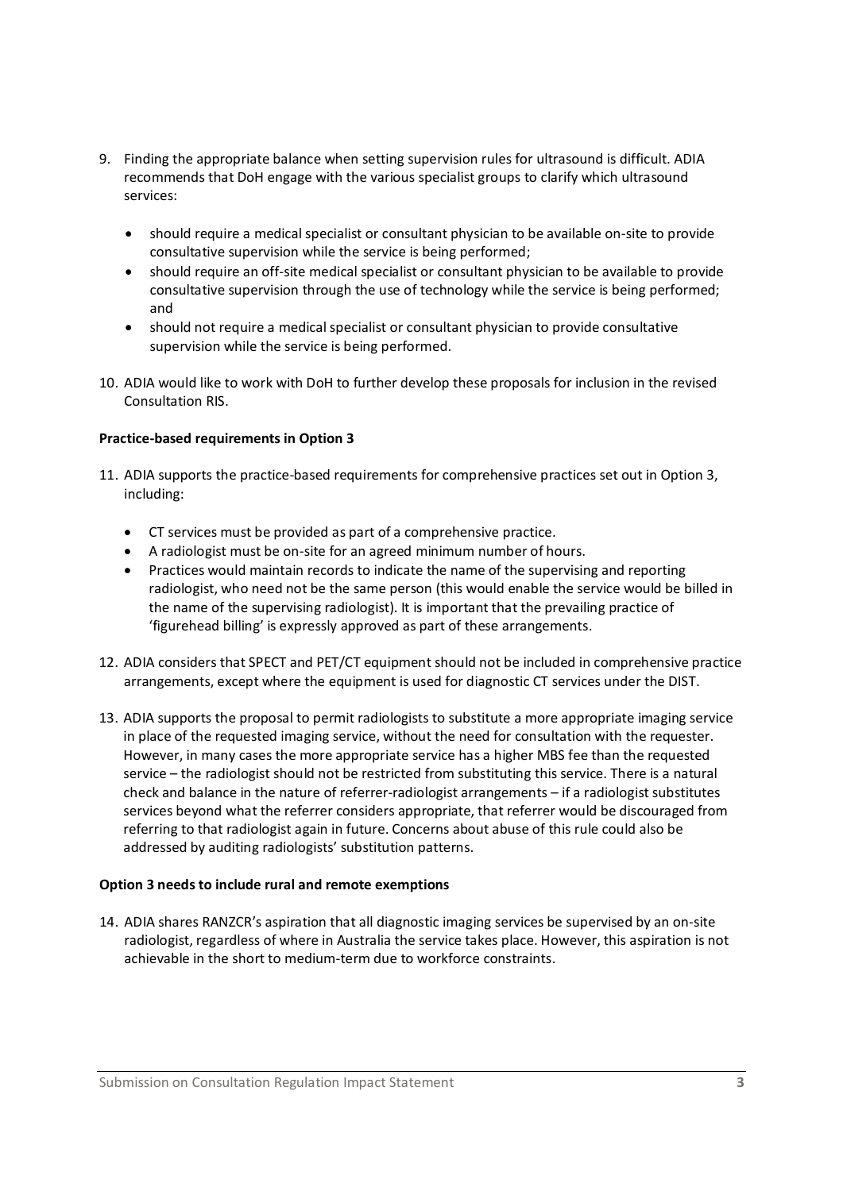9. Finding the appropriate balance when setting supervision rules for ultrasound is difficult. ADIA recommends that DoH engage with the various specialist groups to clarify which ultrasound services:

   - should require a medical specialist or consultant physician to be available on-site to provide consultative supervision while the service is being performed;
   - should require an off-site medical specialist or consultant physician to be available to provide consultative supervision through the use of technology while the service is being performed; and
   - should not require a medical specialist or consultant physician to provide consultative supervision while the service is being performed.

10. ADIA would like to work with DoH to further develop these proposals for inclusion in the revised Consultation RIS.

**Practice-based requirements in Option 3**

11. ADIA supports the practice-based requirements for comprehensive practices set out in Option 3, including:

   - CT services must be provided as part of a comprehensive practice.
   - A radiologist must be on-site for an agreed minimum number of hours.
   - Practices would maintain records to indicate the name of the supervising and reporting radiologist, who need not be the same person (this would enable the service would be billed in the name of the supervising radiologist). It is important that the prevailing practice of 'figurehead billing' is expressly approved as part of these arrangements.

12. ADIA considers that SPECT and PET/CT equipment should not be included in comprehensive practice arrangements, except where the equipment is used for diagnostic CT services under the DIST.

13. ADIA supports the proposal to permit radiologists to substitute a more appropriate imaging service in place of the requested imaging service, without the need for consultation with the requester. However, in many cases the more appropriate service has a higher MBS fee than the requested service – the radiologist should not be restricted from substituting this service. There is a natural check and balance in the nature of referrer-radiologist arrangements – if a radiologist substitutes services beyond what the referrer considers appropriate, that referrer would be discouraged from referring to that radiologist again in future. Concerns about abuse of this rule could also be addressed by auditing radiologists' substitution patterns.

**Option 3 needs to include rural and remote exemptions**

14. ADIA shares RANZCR's aspiration that all diagnostic imaging services be supervised by an on-site radiologist, regardless of where in Australia the service takes place. However, this aspiration is not achievable in the short to medium-term due to workforce constraints.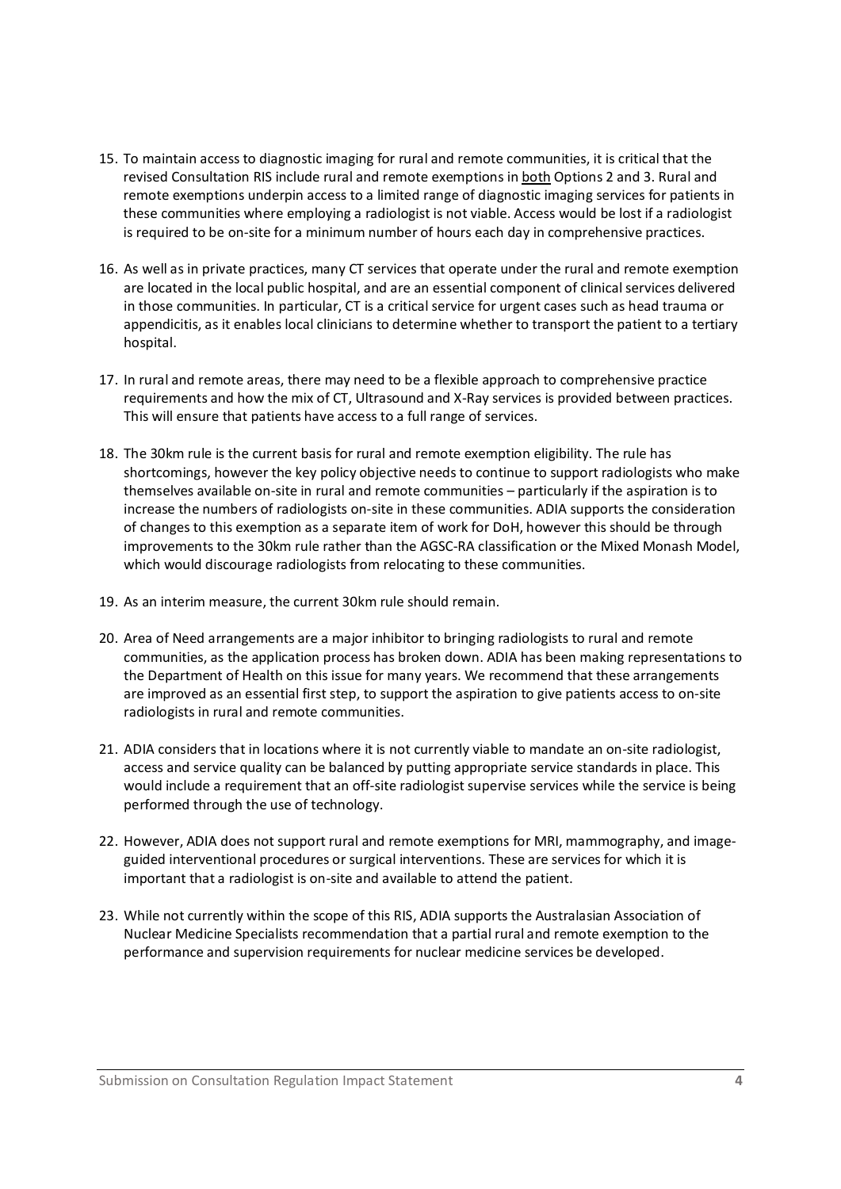15. To maintain access to diagnostic imaging for rural and remote communities, it is critical that the revised Consultation RIS include rural and remote exemptions in both Options 2 and 3. Rural and remote exemptions underpin access to a limited range of diagnostic imaging services for patients in these communities where employing a radiologist is not viable. Access would be lost if a radiologist is required to be on-site for a minimum number of hours each day in comprehensive practices.

16. As well as in private practices, many CT services that operate under the rural and remote exemption are located in the local public hospital, and are an essential component of clinical services delivered in those communities. In particular, CT is a critical service for urgent cases such as head trauma or appendicitis, as it enables local clinicians to determine whether to transport the patient to a tertiary hospital.

17. In rural and remote areas, there may need to be a flexible approach to comprehensive practice requirements and how the mix of CT, Ultrasound and X-Ray services is provided between practices. This will ensure that patients have access to a full range of services.

18. The 30km rule is the current basis for rural and remote exemption eligibility. The rule has shortcomings, however the key policy objective needs to continue to support radiologists who make themselves available on-site in rural and remote communities – particularly if the aspiration is to increase the numbers of radiologists on-site in these communities. ADIA supports the consideration of changes to this exemption as a separate item of work for DoH, however this should be through improvements to the 30km rule rather than the AGSC-RA classification or the Mixed Monash Model, which would discourage radiologists from relocating to these communities.

19. As an interim measure, the current 30km rule should remain.

20. Area of Need arrangements are a major inhibitor to bringing radiologists to rural and remote communities, as the application process has broken down. ADIA has been making representations to the Department of Health on this issue for many years. We recommend that these arrangements are improved as an essential first step, to support the aspiration to give patients access to on-site radiologists in rural and remote communities.

21. ADIA considers that in locations where it is not currently viable to mandate an on-site radiologist, access and service quality can be balanced by putting appropriate service standards in place. This would include a requirement that an off-site radiologist supervise services while the service is being performed through the use of technology.

22. However, ADIA does not support rural and remote exemptions for MRI, mammography, and image-guided interventional procedures or surgical interventions. These are services for which it is important that a radiologist is on-site and available to attend the patient.

23. While not currently within the scope of this RIS, ADIA supports the Australasian Association of Nuclear Medicine Specialists recommendation that a partial rural and remote exemption to the performance and supervision requirements for nuclear medicine services be developed.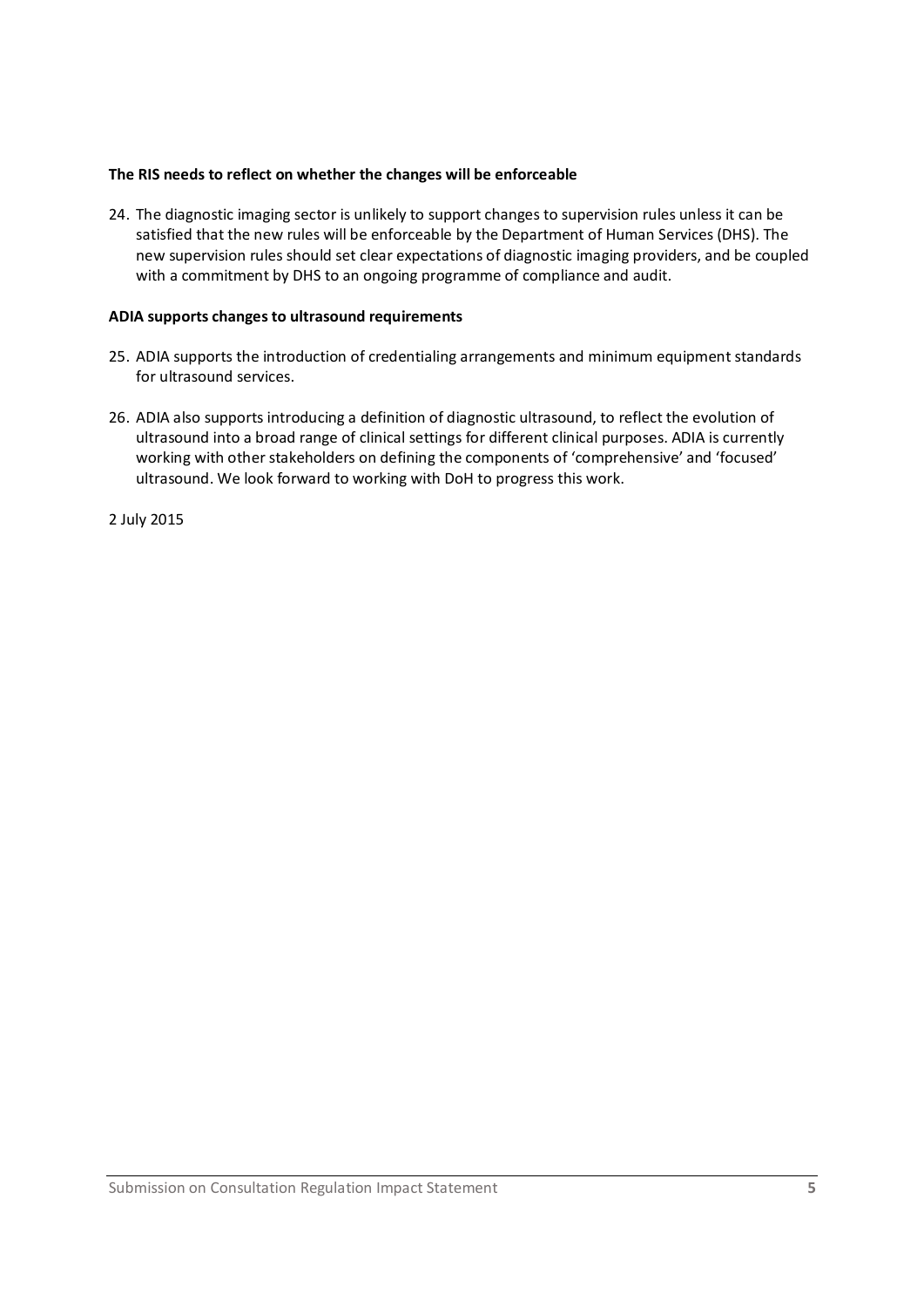**The RIS needs to reflect on whether the changes will be enforceable**

24. The diagnostic imaging sector is unlikely to support changes to supervision rules unless it can be satisfied that the new rules will be enforceable by the Department of Human Services (DHS). The new supervision rules should set clear expectations of diagnostic imaging providers, and be coupled with a commitment by DHS to an ongoing programme of compliance and audit.

**ADIA supports changes to ultrasound requirements**

25. ADIA supports the introduction of credentialing arrangements and minimum equipment standards for ultrasound services.

26. ADIA also supports introducing a definition of diagnostic ultrasound, to reflect the evolution of ultrasound into a broad range of clinical settings for different clinical purposes. ADIA is currently working with other stakeholders on defining the components of 'comprehensive' and 'focused' ultrasound. We look forward to working with DoH to progress this work.

2 July 2015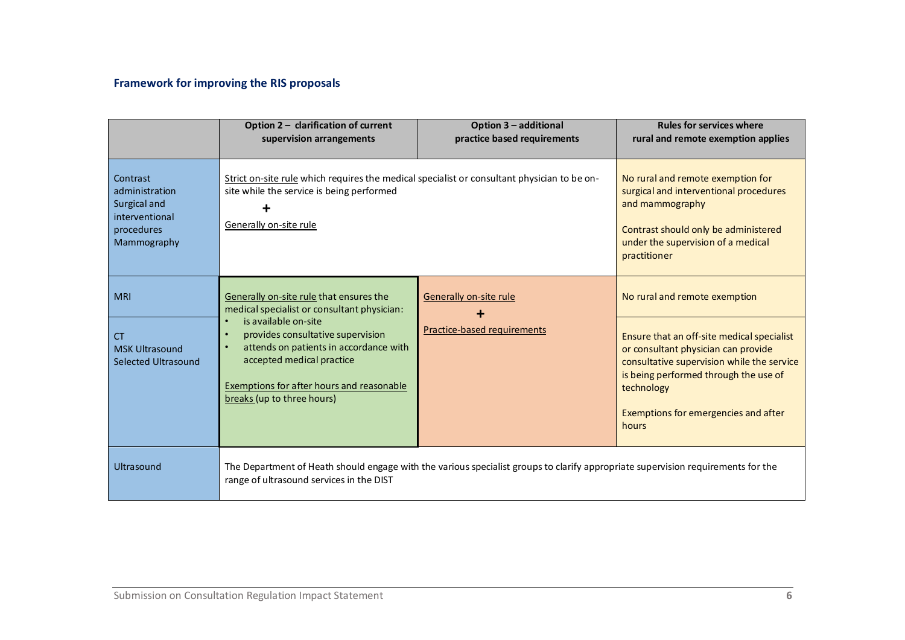### Framework for improving the RIS proposals

| | Option 2 – clarification of current supervision arrangements | Option 3 – additional practice based requirements | Rules for services where rural and remote exemption applies |
|---|---|---|---|
| Contrast administration<br>Surgical and interventional procedures<br>Mammography | Strict on-site rule which requires the medical specialist or consultant physician to be on-site while the service is being performed<br>+<br>Generally on-site rule | | No rural and remote exemption for surgical and interventional procedures and mammography<br><br>Contrast should only be administered under the supervision of a medical practitioner |
| MRI | Generally on-site rule that ensures the medical specialist or consultant physician:<br>• is available on-site<br>• provides consultative supervision<br>• attends on patients in accordance with accepted medical practice<br><br>Exemptions for after hours and reasonable breaks (up to three hours) | Generally on-site rule<br>+<br>Practice-based requirements | No rural and remote exemption |
| CT<br>MSK Ultrasound<br>Selected Ultrasound | | | Ensure that an off-site medical specialist or consultant physician can provide consultative supervision while the service is being performed through the use of technology<br><br>Exemptions for emergencies and after hours |
| Ultrasound | The Department of Heath should engage with the various specialist groups to clarify appropriate supervision requirements for the range of ultrasound services in the DIST | | |